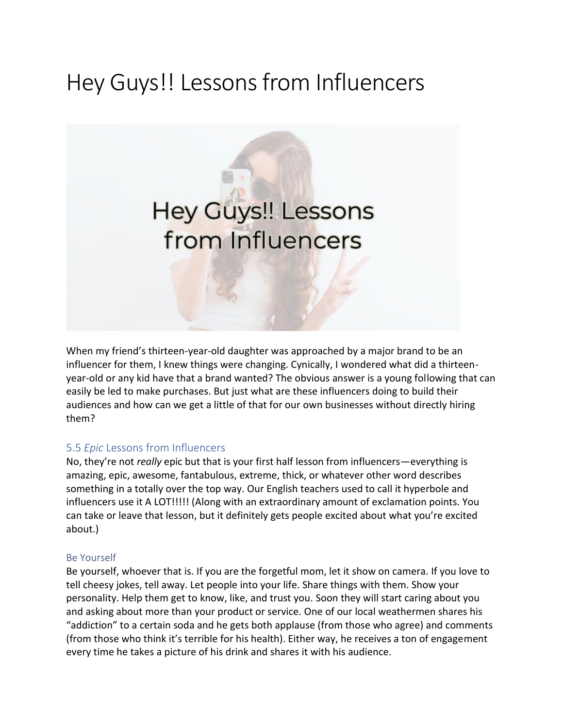# Hey Guys!! Lessons from Influencers

When my friend's thirteen-year-old daughter was approached by a major brand to be an influencer for them, I knew things were changing. Cynically, I wondered what did a thirteen-year-old or any kid have that a brand wanted? The obvious answer is a young following that can easily be led to make purchases. But just what are these influencers doing to build their audiences and how can we get a little of that for our own businesses without directly hiring them?

## 5.5 *Epic* Lessons from Influencers

No, they're not *really* epic but that is your first half lesson from influencers—everything is amazing, epic, awesome, fantabulous, extreme, thick, or whatever other word describes something in a totally over the top way. Our English teachers used to call it hyperbole and influencers use it A LOT!!!!! (Along with an extraordinary amount of exclamation points. You can take or leave that lesson, but it definitely gets people excited about what you're excited about.)

### Be Yourself

Be yourself, whoever that is. If you are the forgetful mom, let it show on camera. If you love to tell cheesy jokes, tell away. Let people into your life. Share things with them. Show your personality. Help them get to know, like, and trust you. Soon they will start caring about you and asking about more than your product or service. One of our local weathermen shares his "addiction" to a certain soda and he gets both applause (from those who agree) and comments (from those who think it's terrible for his health). Either way, he receives a ton of engagement every time he takes a picture of his drink and shares it with his audience.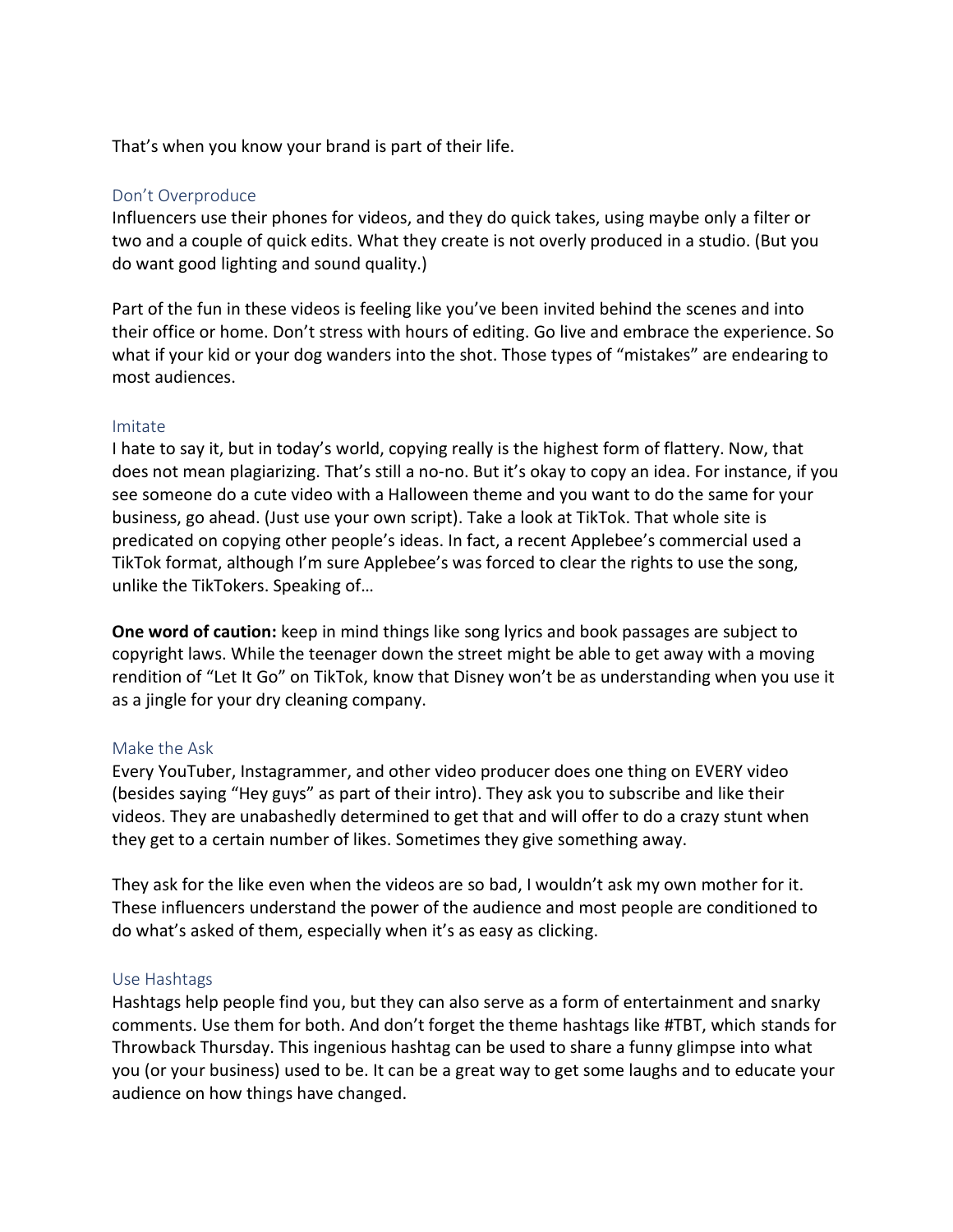That's when you know your brand is part of their life.

### Don't Overproduce

Influencers use their phones for videos, and they do quick takes, using maybe only a filter or two and a couple of quick edits. What they create is not overly produced in a studio. (But you do want good lighting and sound quality.)

Part of the fun in these videos is feeling like you've been invited behind the scenes and into their office or home. Don't stress with hours of editing. Go live and embrace the experience. So what if your kid or your dog wanders into the shot. Those types of "mistakes" are endearing to most audiences.

### Imitate

I hate to say it, but in today's world, copying really is the highest form of flattery. Now, that does not mean plagiarizing. That's still a no-no. But it's okay to copy an idea. For instance, if you see someone do a cute video with a Halloween theme and you want to do the same for your business, go ahead. (Just use your own script). Take a look at TikTok. That whole site is predicated on copying other people's ideas. In fact, a recent Applebee's commercial used a TikTok format, although I'm sure Applebee's was forced to clear the rights to use the song, unlike the TikTokers. Speaking of…

**One word of caution:** keep in mind things like song lyrics and book passages are subject to copyright laws. While the teenager down the street might be able to get away with a moving rendition of "Let It Go" on TikTok, know that Disney won't be as understanding when you use it as a jingle for your dry cleaning company.

### Make the Ask

Every YouTuber, Instagrammer, and other video producer does one thing on EVERY video (besides saying "Hey guys" as part of their intro). They ask you to subscribe and like their videos. They are unabashedly determined to get that and will offer to do a crazy stunt when they get to a certain number of likes. Sometimes they give something away.

They ask for the like even when the videos are so bad, I wouldn't ask my own mother for it. These influencers understand the power of the audience and most people are conditioned to do what's asked of them, especially when it's as easy as clicking.

### Use Hashtags

Hashtags help people find you, but they can also serve as a form of entertainment and snarky comments. Use them for both. And don't forget the theme hashtags like #TBT, which stands for Throwback Thursday. This ingenious hashtag can be used to share a funny glimpse into what you (or your business) used to be. It can be a great way to get some laughs and to educate your audience on how things have changed.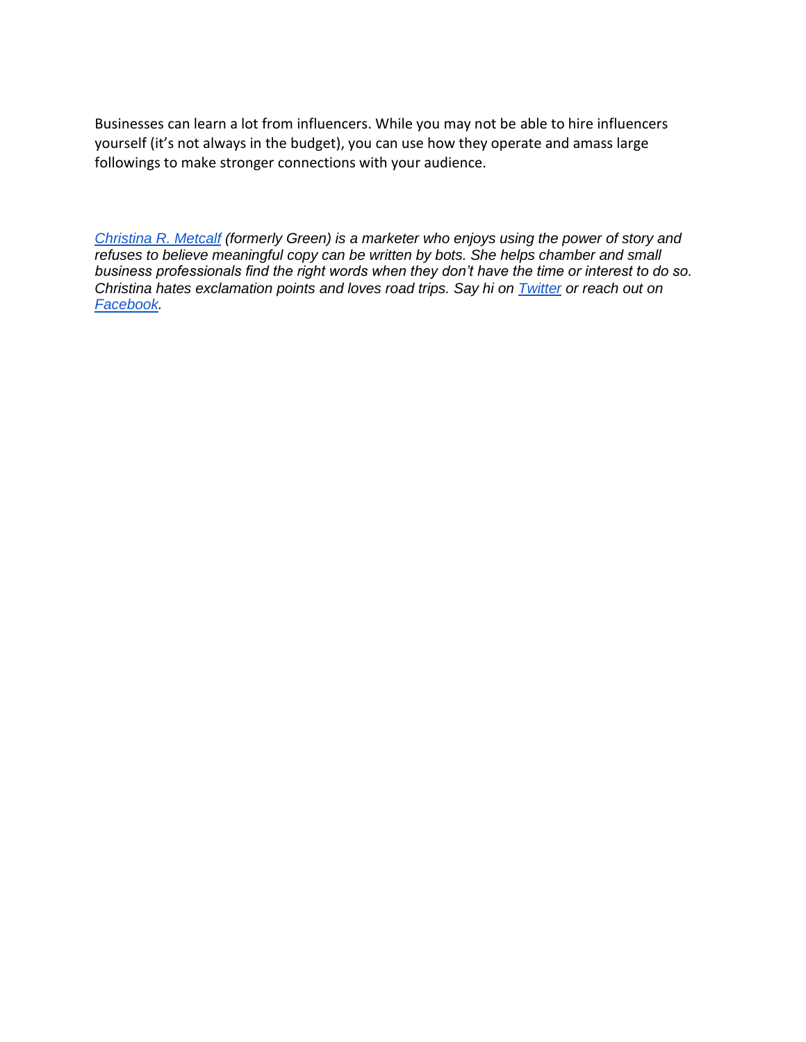Businesses can learn a lot from influencers. While you may not be able to hire influencers yourself (it's not always in the budget), you can use how they operate and amass large followings to make stronger connections with your audience.

*Christina R. Metcalf (formerly Green) is a marketer who enjoys using the power of story and refuses to believe meaningful copy can be written by bots. She helps chamber and small business professionals find the right words when they don't have the time or interest to do so. Christina hates exclamation points and loves road trips. Say hi on Twitter or reach out on Facebook.*